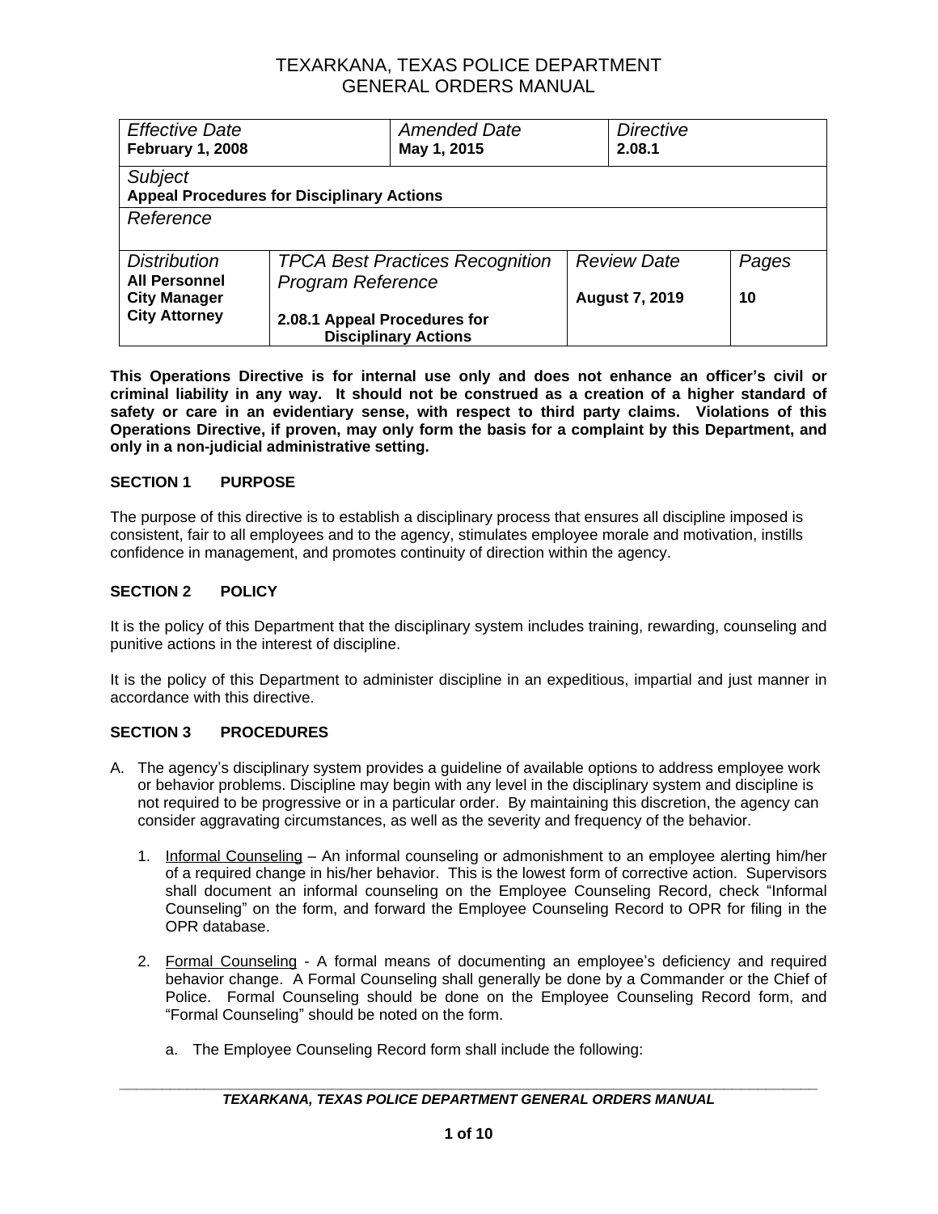# TEXARKANA, TEXAS POLICE DEPARTMENT
# GENERAL ORDERS MANUAL

| *Effective Date* **February 1, 2008** | *Amended Date* **May 1, 2015** | *Directive* **2.08.1** | |
|---|---|---|---|
| *Subject* **Appeal Procedures for Disciplinary Actions** | | | |
| *Reference* | | | |
| *Distribution* **All Personnel City Manager City Attorney** | *TPCA Best Practices Recognition Program Reference* **2.08.1 Appeal Procedures for Disciplinary Actions** | *Review Date* **August 7, 2019** | *Pages* **10** |

**This Operations Directive is for internal use only and does not enhance an officer's civil or criminal liability in any way. It should not be construed as a creation of a higher standard of safety or care in an evidentiary sense, with respect to third party claims. Violations of this Operations Directive, if proven, may only form the basis for a complaint by this Department, and only in a non-judicial administrative setting.**

## SECTION 1 PURPOSE

The purpose of this directive is to establish a disciplinary process that ensures all discipline imposed is consistent, fair to all employees and to the agency, stimulates employee morale and motivation, instills confidence in management, and promotes continuity of direction within the agency.

## SECTION 2 POLICY

It is the policy of this Department that the disciplinary system includes training, rewarding, counseling and punitive actions in the interest of discipline.

It is the policy of this Department to administer discipline in an expeditious, impartial and just manner in accordance with this directive.

## SECTION 3 PROCEDURES

A. The agency's disciplinary system provides a guideline of available options to address employee work or behavior problems. Discipline may begin with any level in the disciplinary system and discipline is not required to be progressive or in a particular order. By maintaining this discretion, the agency can consider aggravating circumstances, as well as the severity and frequency of the behavior.

   1. Informal Counseling – An informal counseling or admonishment to an employee alerting him/her of a required change in his/her behavior. This is the lowest form of corrective action. Supervisors shall document an informal counseling on the Employee Counseling Record, check "Informal Counseling" on the form, and forward the Employee Counseling Record to OPR for filing in the OPR database.

   2. Formal Counseling - A formal means of documenting an employee's deficiency and required behavior change. A Formal Counseling shall generally be done by a Commander or the Chief of Police. Formal Counseling should be done on the Employee Counseling Record form, and "Formal Counseling" should be noted on the form.

      a. The Employee Counseling Record form shall include the following: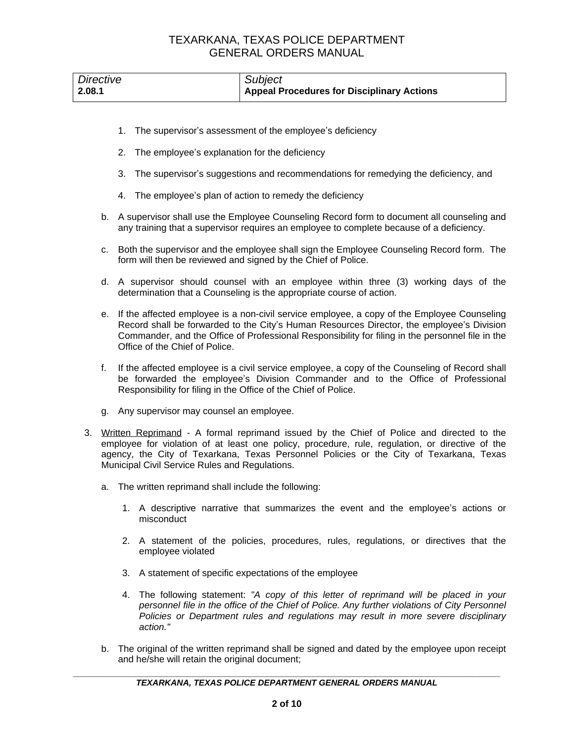| Directive | Subject |
| --- | --- |
| **2.08.1** | **Appeal Procedures for Disciplinary Actions** |

1. The supervisor's assessment of the employee's deficiency

2. The employee's explanation for the deficiency

3. The supervisor's suggestions and recommendations for remedying the deficiency, and

4. The employee's plan of action to remedy the deficiency

b. A supervisor shall use the Employee Counseling Record form to document all counseling and any training that a supervisor requires an employee to complete because of a deficiency.

c. Both the supervisor and the employee shall sign the Employee Counseling Record form. The form will then be reviewed and signed by the Chief of Police.

d. A supervisor should counsel with an employee within three (3) working days of the determination that a Counseling is the appropriate course of action.

e. If the affected employee is a non-civil service employee, a copy of the Employee Counseling Record shall be forwarded to the City's Human Resources Director, the employee's Division Commander, and the Office of Professional Responsibility for filing in the personnel file in the Office of the Chief of Police.

f. If the affected employee is a civil service employee, a copy of the Counseling of Record shall be forwarded the employee's Division Commander and to the Office of Professional Responsibility for filing in the Office of the Chief of Police.

g. Any supervisor may counsel an employee.

3. Written Reprimand - A formal reprimand issued by the Chief of Police and directed to the employee for violation of at least one policy, procedure, rule, regulation, or directive of the agency, the City of Texarkana, Texas Personnel Policies or the City of Texarkana, Texas Municipal Civil Service Rules and Regulations.

   a. The written reprimand shall include the following:

      1. A descriptive narrative that summarizes the event and the employee's actions or misconduct

      2. A statement of the policies, procedures, rules, regulations, or directives that the employee violated

      3. A statement of specific expectations of the employee

      4. The following statement: *"A copy of this letter of reprimand will be placed in your personnel file in the office of the Chief of Police. Any further violations of City Personnel Policies or Department rules and regulations may result in more severe disciplinary action."*

   b. The original of the written reprimand shall be signed and dated by the employee upon receipt and he/she will retain the original document;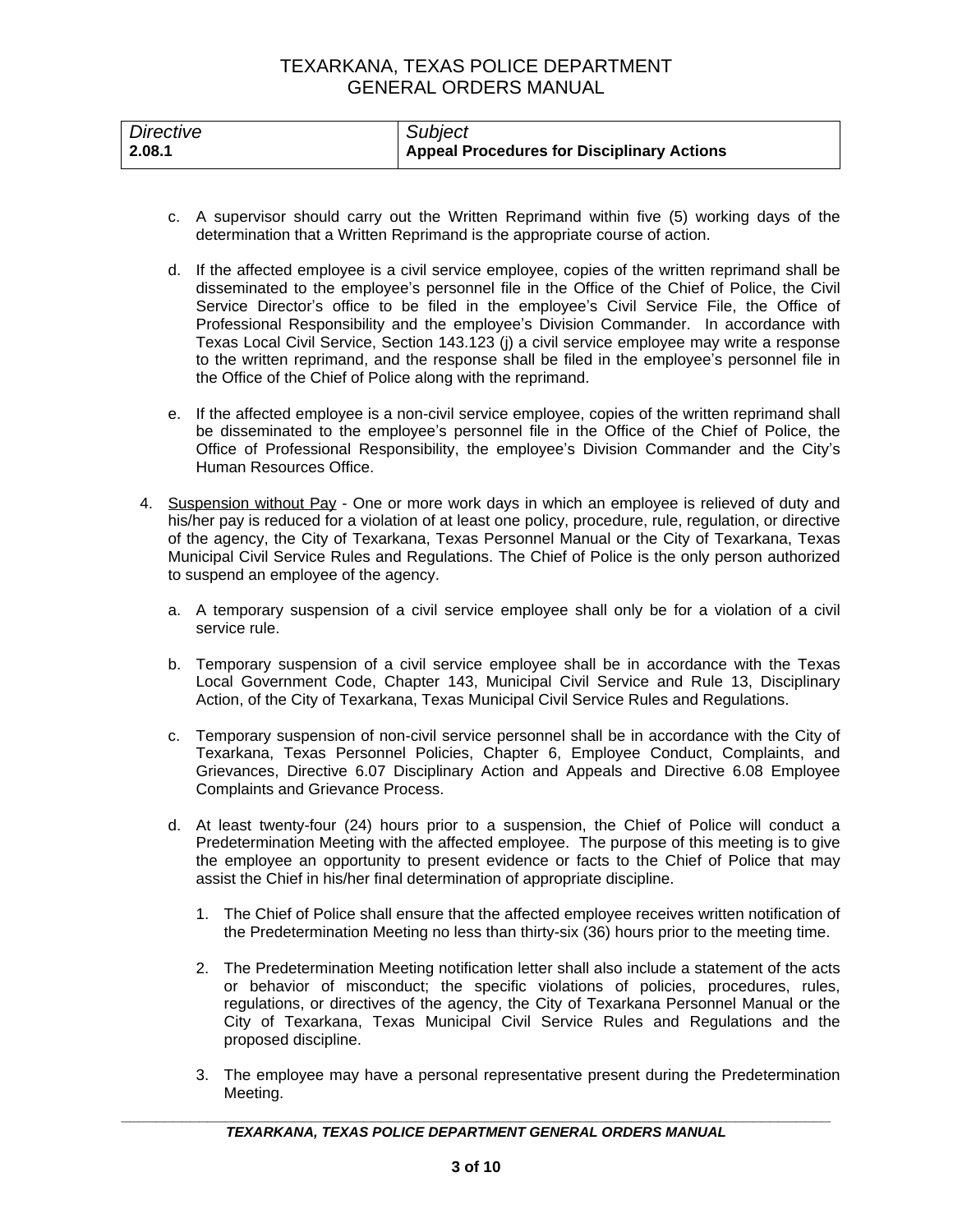| Directive | Subject |
| --- | --- |
| **2.08.1** | **Appeal Procedures for Disciplinary Actions** |

c. A supervisor should carry out the Written Reprimand within five (5) working days of the determination that a Written Reprimand is the appropriate course of action.

d. If the affected employee is a civil service employee, copies of the written reprimand shall be disseminated to the employee's personnel file in the Office of the Chief of Police, the Civil Service Director's office to be filed in the employee's Civil Service File, the Office of Professional Responsibility and the employee's Division Commander. In accordance with Texas Local Civil Service, Section 143.123 (j) a civil service employee may write a response to the written reprimand, and the response shall be filed in the employee's personnel file in the Office of the Chief of Police along with the reprimand.

e. If the affected employee is a non-civil service employee, copies of the written reprimand shall be disseminated to the employee's personnel file in the Office of the Chief of Police, the Office of Professional Responsibility, the employee's Division Commander and the City's Human Resources Office.

4. <u>Suspension without Pay</u> - One or more work days in which an employee is relieved of duty and his/her pay is reduced for a violation of at least one policy, procedure, rule, regulation, or directive of the agency, the City of Texarkana, Texas Personnel Manual or the City of Texarkana, Texas Municipal Civil Service Rules and Regulations. The Chief of Police is the only person authorized to suspend an employee of the agency.

   a. A temporary suspension of a civil service employee shall only be for a violation of a civil service rule.

   b. Temporary suspension of a civil service employee shall be in accordance with the Texas Local Government Code, Chapter 143, Municipal Civil Service and Rule 13, Disciplinary Action, of the City of Texarkana, Texas Municipal Civil Service Rules and Regulations.

   c. Temporary suspension of non-civil service personnel shall be in accordance with the City of Texarkana, Texas Personnel Policies, Chapter 6, Employee Conduct, Complaints, and Grievances, Directive 6.07 Disciplinary Action and Appeals and Directive 6.08 Employee Complaints and Grievance Process.

   d. At least twenty-four (24) hours prior to a suspension, the Chief of Police will conduct a Predetermination Meeting with the affected employee. The purpose of this meeting is to give the employee an opportunity to present evidence or facts to the Chief of Police that may assist the Chief in his/her final determination of appropriate discipline.

      1. The Chief of Police shall ensure that the affected employee receives written notification of the Predetermination Meeting no less than thirty-six (36) hours prior to the meeting time.

      2. The Predetermination Meeting notification letter shall also include a statement of the acts or behavior of misconduct; the specific violations of policies, procedures, rules, regulations, or directives of the agency, the City of Texarkana Personnel Manual or the City of Texarkana, Texas Municipal Civil Service Rules and Regulations and the proposed discipline.

      3. The employee may have a personal representative present during the Predetermination Meeting.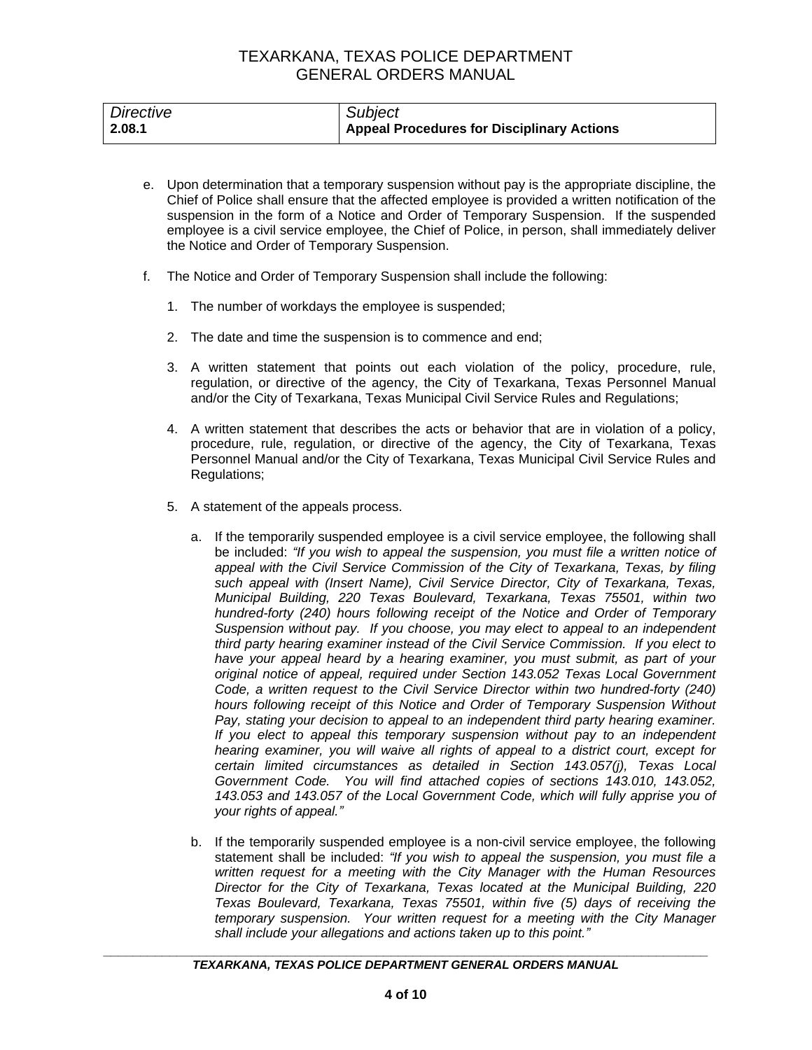| Directive | Subject |
| --- | --- |
| **2.08.1** | **Appeal Procedures for Disciplinary Actions** |

e. Upon determination that a temporary suspension without pay is the appropriate discipline, the Chief of Police shall ensure that the affected employee is provided a written notification of the suspension in the form of a Notice and Order of Temporary Suspension. If the suspended employee is a civil service employee, the Chief of Police, in person, shall immediately deliver the Notice and Order of Temporary Suspension.

f. The Notice and Order of Temporary Suspension shall include the following:

   1. The number of workdays the employee is suspended;

   2. The date and time the suspension is to commence and end;

   3. A written statement that points out each violation of the policy, procedure, rule, regulation, or directive of the agency, the City of Texarkana, Texas Personnel Manual and/or the City of Texarkana, Texas Municipal Civil Service Rules and Regulations;

   4. A written statement that describes the acts or behavior that are in violation of a policy, procedure, rule, regulation, or directive of the agency, the City of Texarkana, Texas Personnel Manual and/or the City of Texarkana, Texas Municipal Civil Service Rules and Regulations;

   5. A statement of the appeals process.

      a. If the temporarily suspended employee is a civil service employee, the following shall be included: *"If you wish to appeal the suspension, you must file a written notice of appeal with the Civil Service Commission of the City of Texarkana, Texas, by filing such appeal with (Insert Name), Civil Service Director, City of Texarkana, Texas, Municipal Building, 220 Texas Boulevard, Texarkana, Texas 75501, within two hundred-forty (240) hours following receipt of the Notice and Order of Temporary Suspension without pay. If you choose, you may elect to appeal to an independent third party hearing examiner instead of the Civil Service Commission. If you elect to have your appeal heard by a hearing examiner, you must submit, as part of your original notice of appeal, required under Section 143.052 Texas Local Government Code, a written request to the Civil Service Director within two hundred-forty (240) hours following receipt of this Notice and Order of Temporary Suspension Without Pay, stating your decision to appeal to an independent third party hearing examiner. If you elect to appeal this temporary suspension without pay to an independent hearing examiner, you will waive all rights of appeal to a district court, except for certain limited circumstances as detailed in Section 143.057(j), Texas Local Government Code. You will find attached copies of sections 143.010, 143.052, 143.053 and 143.057 of the Local Government Code, which will fully apprise you of your rights of appeal."*

      b. If the temporarily suspended employee is a non-civil service employee, the following statement shall be included: *"If you wish to appeal the suspension, you must file a written request for a meeting with the City Manager with the Human Resources Director for the City of Texarkana, Texas located at the Municipal Building, 220 Texas Boulevard, Texarkana, Texas 75501, within five (5) days of receiving the temporary suspension. Your written request for a meeting with the City Manager shall include your allegations and actions taken up to this point."*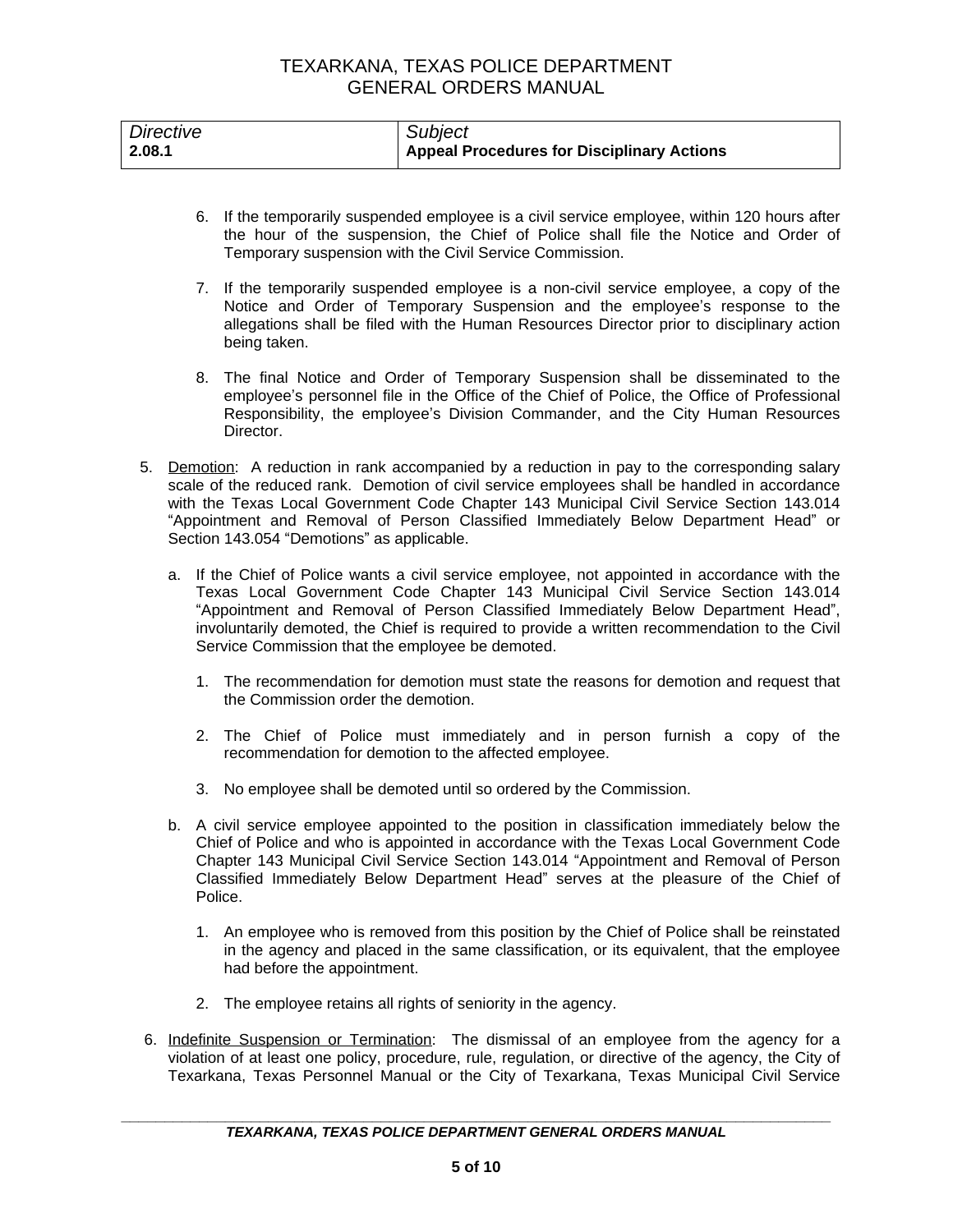| *Directive* | *Subject* |
| --- | --- |
| **2.08.1** | **Appeal Procedures for Disciplinary Actions** |

6. If the temporarily suspended employee is a civil service employee, within 120 hours after the hour of the suspension, the Chief of Police shall file the Notice and Order of Temporary suspension with the Civil Service Commission.

7. If the temporarily suspended employee is a non-civil service employee, a copy of the Notice and Order of Temporary Suspension and the employee's response to the allegations shall be filed with the Human Resources Director prior to disciplinary action being taken.

8. The final Notice and Order of Temporary Suspension shall be disseminated to the employee's personnel file in the Office of the Chief of Police, the Office of Professional Responsibility, the employee's Division Commander, and the City Human Resources Director.

5. <u>Demotion</u>: A reduction in rank accompanied by a reduction in pay to the corresponding salary scale of the reduced rank. Demotion of civil service employees shall be handled in accordance with the Texas Local Government Code Chapter 143 Municipal Civil Service Section 143.014 "Appointment and Removal of Person Classified Immediately Below Department Head" or Section 143.054 "Demotions" as applicable.

   a. If the Chief of Police wants a civil service employee, not appointed in accordance with the Texas Local Government Code Chapter 143 Municipal Civil Service Section 143.014 "Appointment and Removal of Person Classified Immediately Below Department Head", involuntarily demoted, the Chief is required to provide a written recommendation to the Civil Service Commission that the employee be demoted.

      1. The recommendation for demotion must state the reasons for demotion and request that the Commission order the demotion.

      2. The Chief of Police must immediately and in person furnish a copy of the recommendation for demotion to the affected employee.

      3. No employee shall be demoted until so ordered by the Commission.

   b. A civil service employee appointed to the position in classification immediately below the Chief of Police and who is appointed in accordance with the Texas Local Government Code Chapter 143 Municipal Civil Service Section 143.014 "Appointment and Removal of Person Classified Immediately Below Department Head" serves at the pleasure of the Chief of Police.

      1. An employee who is removed from this position by the Chief of Police shall be reinstated in the agency and placed in the same classification, or its equivalent, that the employee had before the appointment.

      2. The employee retains all rights of seniority in the agency.

6. <u>Indefinite Suspension or Termination</u>: The dismissal of an employee from the agency for a violation of at least one policy, procedure, rule, regulation, or directive of the agency, the City of Texarkana, Texas Personnel Manual or the City of Texarkana, Texas Municipal Civil Service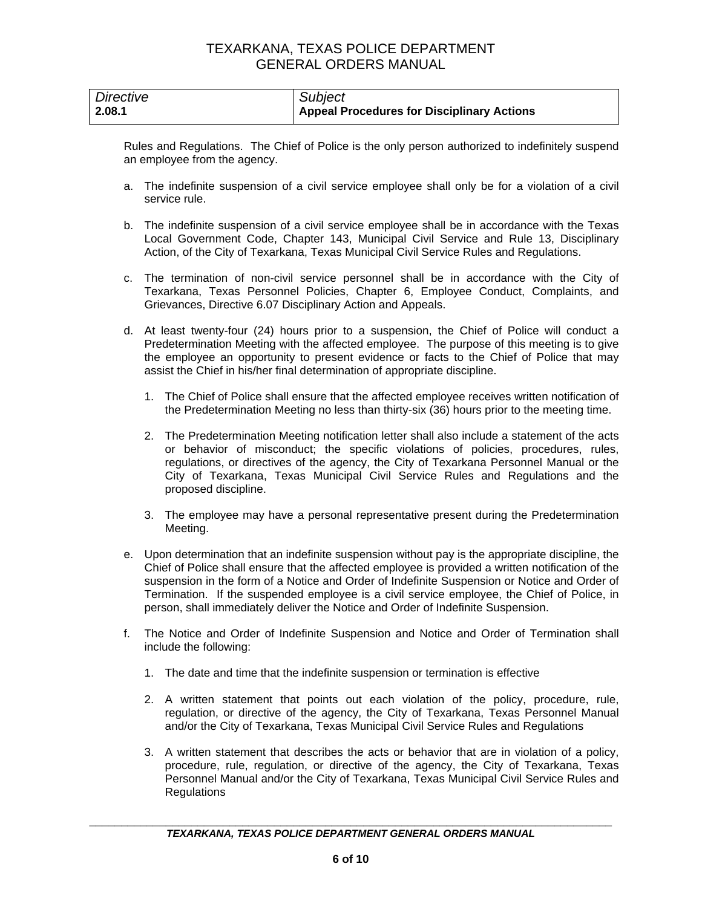| *Directive* | *Subject* |
|---|---|
| **2.08.1** | **Appeal Procedures for Disciplinary Actions** |

Rules and Regulations. The Chief of Police is the only person authorized to indefinitely suspend an employee from the agency.

a. The indefinite suspension of a civil service employee shall only be for a violation of a civil service rule.

b. The indefinite suspension of a civil service employee shall be in accordance with the Texas Local Government Code, Chapter 143, Municipal Civil Service and Rule 13, Disciplinary Action, of the City of Texarkana, Texas Municipal Civil Service Rules and Regulations.

c. The termination of non-civil service personnel shall be in accordance with the City of Texarkana, Texas Personnel Policies, Chapter 6, Employee Conduct, Complaints, and Grievances, Directive 6.07 Disciplinary Action and Appeals.

d. At least twenty-four (24) hours prior to a suspension, the Chief of Police will conduct a Predetermination Meeting with the affected employee. The purpose of this meeting is to give the employee an opportunity to present evidence or facts to the Chief of Police that may assist the Chief in his/her final determination of appropriate discipline.

   1. The Chief of Police shall ensure that the affected employee receives written notification of the Predetermination Meeting no less than thirty-six (36) hours prior to the meeting time.

   2. The Predetermination Meeting notification letter shall also include a statement of the acts or behavior of misconduct; the specific violations of policies, procedures, rules, regulations, or directives of the agency, the City of Texarkana Personnel Manual or the City of Texarkana, Texas Municipal Civil Service Rules and Regulations and the proposed discipline.

   3. The employee may have a personal representative present during the Predetermination Meeting.

e. Upon determination that an indefinite suspension without pay is the appropriate discipline, the Chief of Police shall ensure that the affected employee is provided a written notification of the suspension in the form of a Notice and Order of Indefinite Suspension or Notice and Order of Termination. If the suspended employee is a civil service employee, the Chief of Police, in person, shall immediately deliver the Notice and Order of Indefinite Suspension.

f. The Notice and Order of Indefinite Suspension and Notice and Order of Termination shall include the following:

   1. The date and time that the indefinite suspension or termination is effective

   2. A written statement that points out each violation of the policy, procedure, rule, regulation, or directive of the agency, the City of Texarkana, Texas Personnel Manual and/or the City of Texarkana, Texas Municipal Civil Service Rules and Regulations

   3. A written statement that describes the acts or behavior that are in violation of a policy, procedure, rule, regulation, or directive of the agency, the City of Texarkana, Texas Personnel Manual and/or the City of Texarkana, Texas Municipal Civil Service Rules and Regulations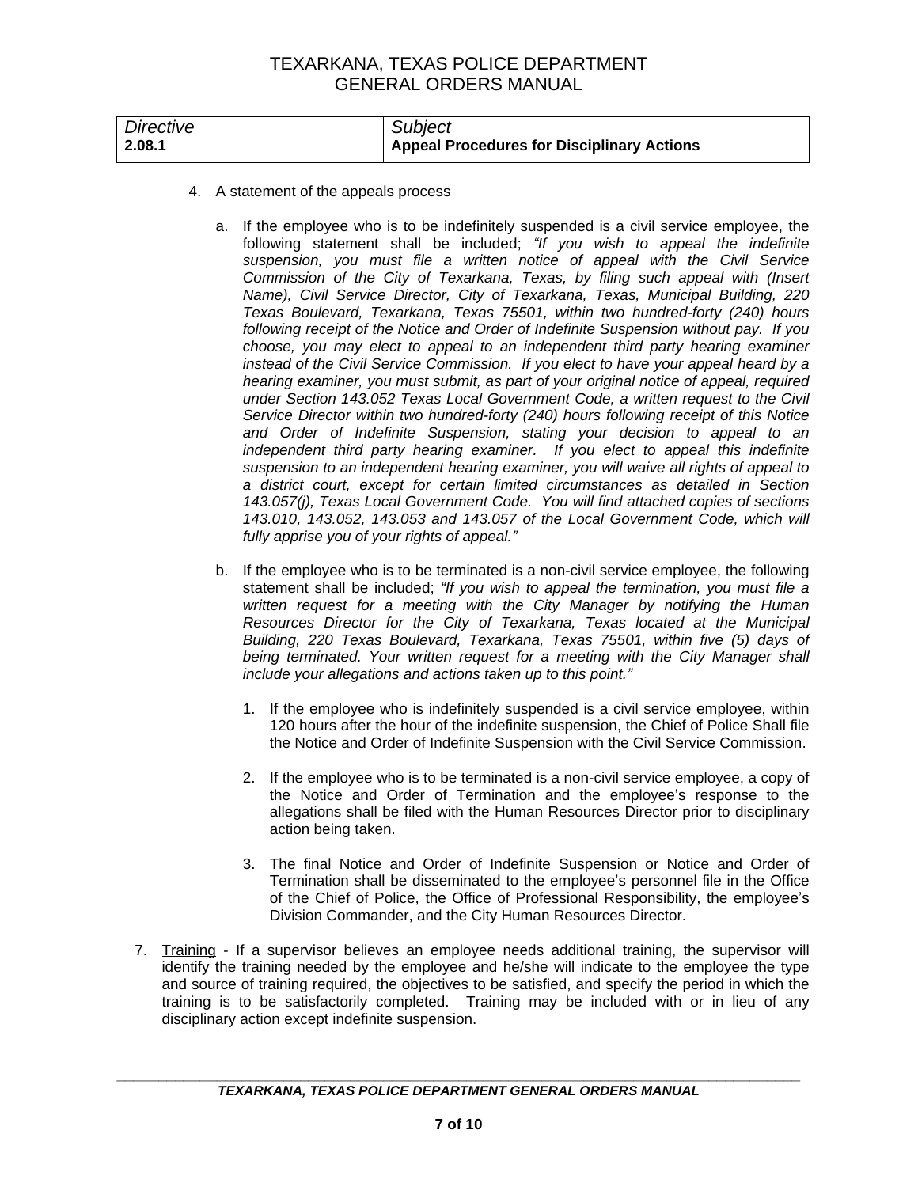| *Directive* | *Subject* |
| --- | --- |
| **2.08.1** | **Appeal Procedures for Disciplinary Actions** |

4. A statement of the appeals process

   a. If the employee who is to be indefinitely suspended is a civil service employee, the following statement shall be included; *"If you wish to appeal the indefinite suspension, you must file a written notice of appeal with the Civil Service Commission of the City of Texarkana, Texas, by filing such appeal with (Insert Name), Civil Service Director, City of Texarkana, Texas, Municipal Building, 220 Texas Boulevard, Texarkana, Texas 75501, within two hundred-forty (240) hours following receipt of the Notice and Order of Indefinite Suspension without pay. If you choose, you may elect to appeal to an independent third party hearing examiner instead of the Civil Service Commission. If you elect to have your appeal heard by a hearing examiner, you must submit, as part of your original notice of appeal, required under Section 143.052 Texas Local Government Code, a written request to the Civil Service Director within two hundred-forty (240) hours following receipt of this Notice and Order of Indefinite Suspension, stating your decision to appeal to an independent third party hearing examiner. If you elect to appeal this indefinite suspension to an independent hearing examiner, you will waive all rights of appeal to a district court, except for certain limited circumstances as detailed in Section 143.057(j), Texas Local Government Code. You will find attached copies of sections 143.010, 143.052, 143.053 and 143.057 of the Local Government Code, which will fully apprise you of your rights of appeal."*

   b. If the employee who is to be terminated is a non-civil service employee, the following statement shall be included; *"If you wish to appeal the termination, you must file a written request for a meeting with the City Manager by notifying the Human Resources Director for the City of Texarkana, Texas located at the Municipal Building, 220 Texas Boulevard, Texarkana, Texas 75501, within five (5) days of being terminated. Your written request for a meeting with the City Manager shall include your allegations and actions taken up to this point."*

      1. If the employee who is indefinitely suspended is a civil service employee, within 120 hours after the hour of the indefinite suspension, the Chief of Police Shall file the Notice and Order of Indefinite Suspension with the Civil Service Commission.

      2. If the employee who is to be terminated is a non-civil service employee, a copy of the Notice and Order of Termination and the employee's response to the allegations shall be filed with the Human Resources Director prior to disciplinary action being taken.

      3. The final Notice and Order of Indefinite Suspension or Notice and Order of Termination shall be disseminated to the employee's personnel file in the Office of the Chief of Police, the Office of Professional Responsibility, the employee's Division Commander, and the City Human Resources Director.

7. Training - If a supervisor believes an employee needs additional training, the supervisor will identify the training needed by the employee and he/she will indicate to the employee the type and source of training required, the objectives to be satisfied, and specify the period in which the training is to be satisfactorily completed. Training may be included with or in lieu of any disciplinary action except indefinite suspension.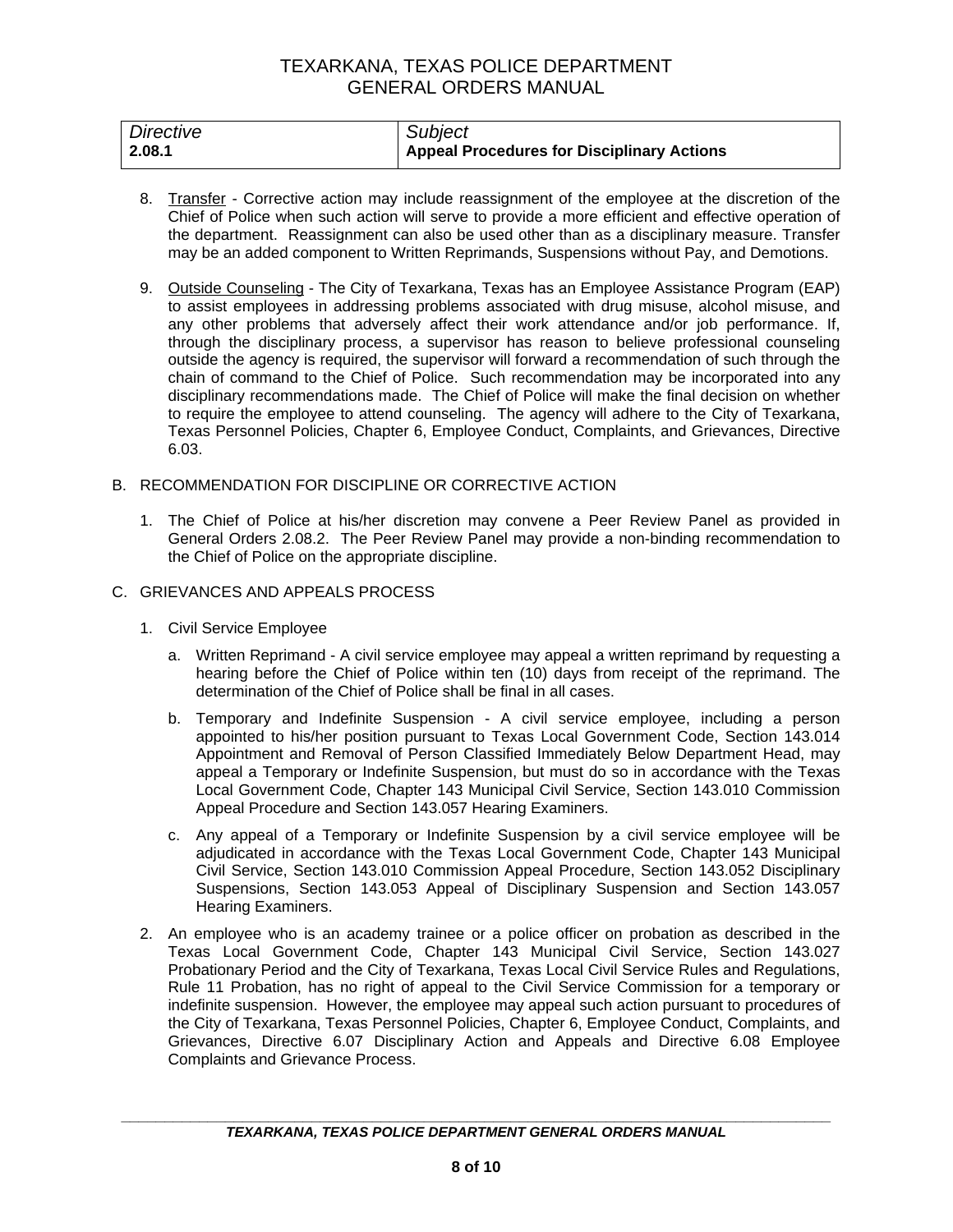| Directive | Subject |
| --- | --- |
| **2.08.1** | **Appeal Procedures for Disciplinary Actions** |

8. Transfer - Corrective action may include reassignment of the employee at the discretion of the Chief of Police when such action will serve to provide a more efficient and effective operation of the department. Reassignment can also be used other than as a disciplinary measure. Transfer may be an added component to Written Reprimands, Suspensions without Pay, and Demotions.

9. Outside Counseling - The City of Texarkana, Texas has an Employee Assistance Program (EAP) to assist employees in addressing problems associated with drug misuse, alcohol misuse, and any other problems that adversely affect their work attendance and/or job performance. If, through the disciplinary process, a supervisor has reason to believe professional counseling outside the agency is required, the supervisor will forward a recommendation of such through the chain of command to the Chief of Police. Such recommendation may be incorporated into any disciplinary recommendations made. The Chief of Police will make the final decision on whether to require the employee to attend counseling. The agency will adhere to the City of Texarkana, Texas Personnel Policies, Chapter 6, Employee Conduct, Complaints, and Grievances, Directive 6.03.

B. RECOMMENDATION FOR DISCIPLINE OR CORRECTIVE ACTION

1. The Chief of Police at his/her discretion may convene a Peer Review Panel as provided in General Orders 2.08.2. The Peer Review Panel may provide a non-binding recommendation to the Chief of Police on the appropriate discipline.

C. GRIEVANCES AND APPEALS PROCESS

1. Civil Service Employee

   a. Written Reprimand - A civil service employee may appeal a written reprimand by requesting a hearing before the Chief of Police within ten (10) days from receipt of the reprimand. The determination of the Chief of Police shall be final in all cases.

   b. Temporary and Indefinite Suspension - A civil service employee, including a person appointed to his/her position pursuant to Texas Local Government Code, Section 143.014 Appointment and Removal of Person Classified Immediately Below Department Head, may appeal a Temporary or Indefinite Suspension, but must do so in accordance with the Texas Local Government Code, Chapter 143 Municipal Civil Service, Section 143.010 Commission Appeal Procedure and Section 143.057 Hearing Examiners.

   c. Any appeal of a Temporary or Indefinite Suspension by a civil service employee will be adjudicated in accordance with the Texas Local Government Code, Chapter 143 Municipal Civil Service, Section 143.010 Commission Appeal Procedure, Section 143.052 Disciplinary Suspensions, Section 143.053 Appeal of Disciplinary Suspension and Section 143.057 Hearing Examiners.

2. An employee who is an academy trainee or a police officer on probation as described in the Texas Local Government Code, Chapter 143 Municipal Civil Service, Section 143.027 Probationary Period and the City of Texarkana, Texas Local Civil Service Rules and Regulations, Rule 11 Probation, has no right of appeal to the Civil Service Commission for a temporary or indefinite suspension. However, the employee may appeal such action pursuant to procedures of the City of Texarkana, Texas Personnel Policies, Chapter 6, Employee Conduct, Complaints, and Grievances, Directive 6.07 Disciplinary Action and Appeals and Directive 6.08 Employee Complaints and Grievance Process.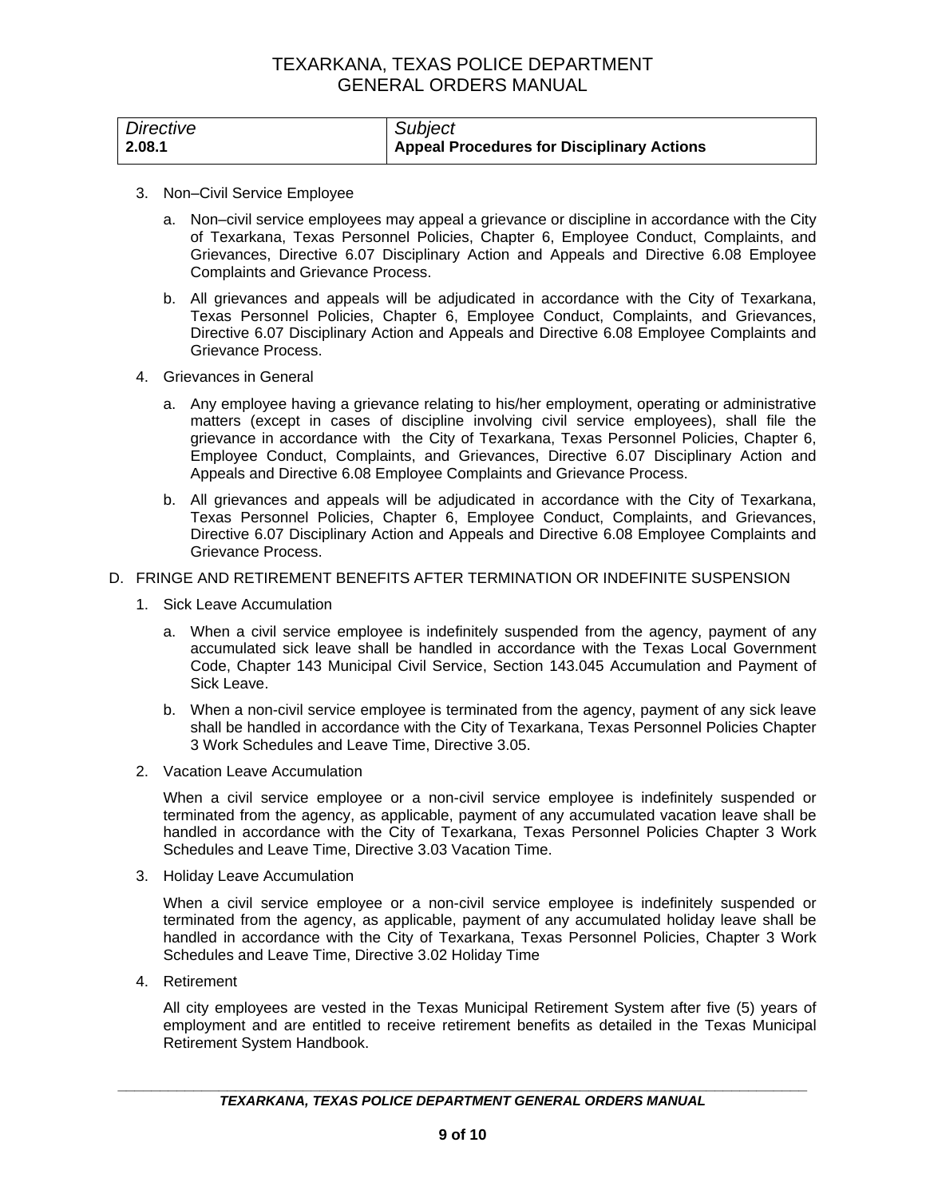| Directive | Subject |
| --- | --- |
| **2.08.1** | **Appeal Procedures for Disciplinary Actions** |

3. Non–Civil Service Employee

    a. Non–civil service employees may appeal a grievance or discipline in accordance with the City of Texarkana, Texas Personnel Policies, Chapter 6, Employee Conduct, Complaints, and Grievances, Directive 6.07 Disciplinary Action and Appeals and Directive 6.08 Employee Complaints and Grievance Process.

    b. All grievances and appeals will be adjudicated in accordance with the City of Texarkana, Texas Personnel Policies, Chapter 6, Employee Conduct, Complaints, and Grievances, Directive 6.07 Disciplinary Action and Appeals and Directive 6.08 Employee Complaints and Grievance Process.

4. Grievances in General

    a. Any employee having a grievance relating to his/her employment, operating or administrative matters (except in cases of discipline involving civil service employees), shall file the grievance in accordance with the City of Texarkana, Texas Personnel Policies, Chapter 6, Employee Conduct, Complaints, and Grievances, Directive 6.07 Disciplinary Action and Appeals and Directive 6.08 Employee Complaints and Grievance Process.

    b. All grievances and appeals will be adjudicated in accordance with the City of Texarkana, Texas Personnel Policies, Chapter 6, Employee Conduct, Complaints, and Grievances, Directive 6.07 Disciplinary Action and Appeals and Directive 6.08 Employee Complaints and Grievance Process.

D. FRINGE AND RETIREMENT BENEFITS AFTER TERMINATION OR INDEFINITE SUSPENSION

1. Sick Leave Accumulation

    a. When a civil service employee is indefinitely suspended from the agency, payment of any accumulated sick leave shall be handled in accordance with the Texas Local Government Code, Chapter 143 Municipal Civil Service, Section 143.045 Accumulation and Payment of Sick Leave.

    b. When a non-civil service employee is terminated from the agency, payment of any sick leave shall be handled in accordance with the City of Texarkana, Texas Personnel Policies Chapter 3 Work Schedules and Leave Time, Directive 3.05.

2. Vacation Leave Accumulation

    When a civil service employee or a non-civil service employee is indefinitely suspended or terminated from the agency, as applicable, payment of any accumulated vacation leave shall be handled in accordance with the City of Texarkana, Texas Personnel Policies Chapter 3 Work Schedules and Leave Time, Directive 3.03 Vacation Time.

3. Holiday Leave Accumulation

    When a civil service employee or a non-civil service employee is indefinitely suspended or terminated from the agency, as applicable, payment of any accumulated holiday leave shall be handled in accordance with the City of Texarkana, Texas Personnel Policies, Chapter 3 Work Schedules and Leave Time, Directive 3.02 Holiday Time

4. Retirement

    All city employees are vested in the Texas Municipal Retirement System after five (5) years of employment and are entitled to receive retirement benefits as detailed in the Texas Municipal Retirement System Handbook.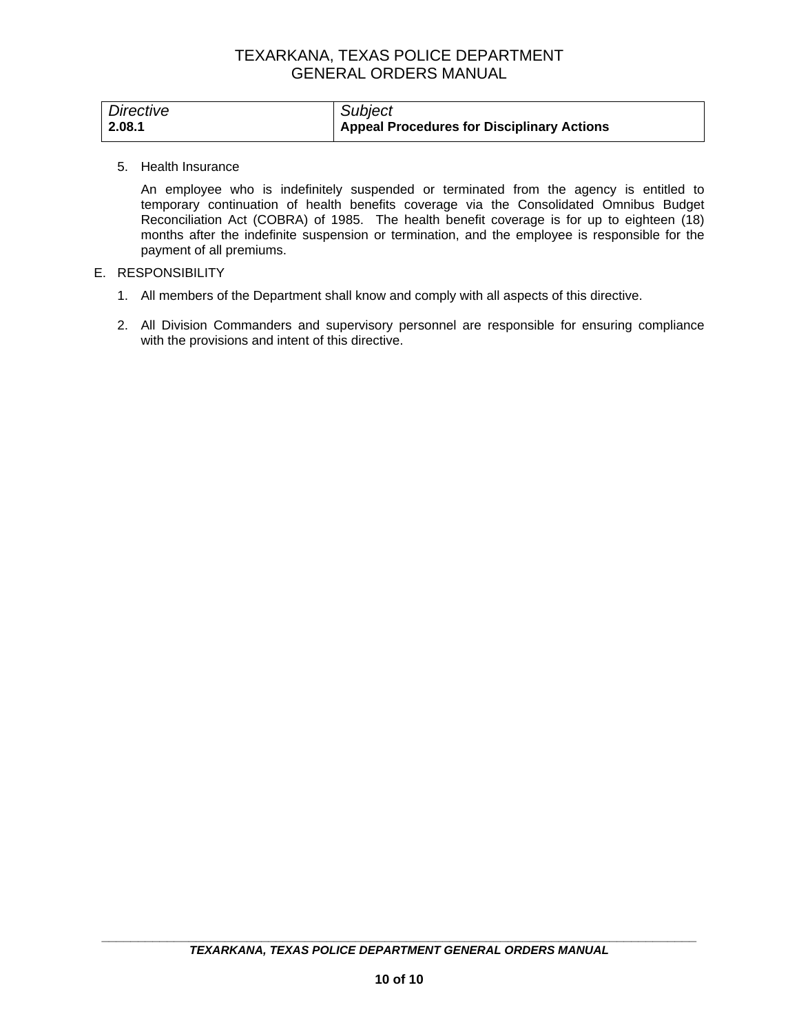| Directive | Subject |
|---|---|
| **2.08.1** | **Appeal Procedures for Disciplinary Actions** |

5. Health Insurance

   An employee who is indefinitely suspended or terminated from the agency is entitled to temporary continuation of health benefits coverage via the Consolidated Omnibus Budget Reconciliation Act (COBRA) of 1985. The health benefit coverage is for up to eighteen (18) months after the indefinite suspension or termination, and the employee is responsible for the payment of all premiums.

E. RESPONSIBILITY

1. All members of the Department shall know and comply with all aspects of this directive.

2. All Division Commanders and supervisory personnel are responsible for ensuring compliance with the provisions and intent of this directive.